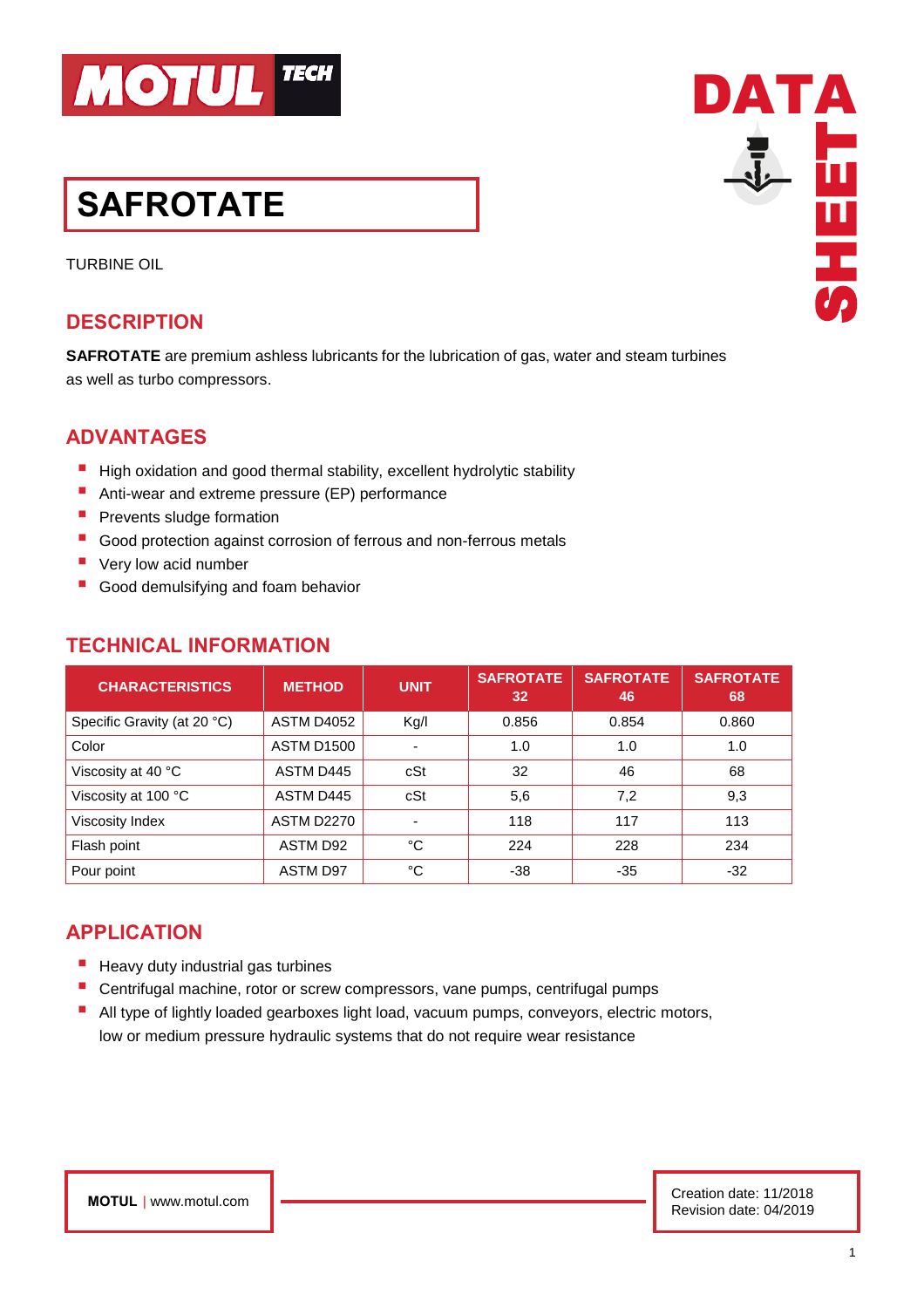# SAFROTATE

TURBINE OIL

## DESCRIPTION

**SAFROTATE** are premium ashless lubricants for the lubrication of gas, water and steam turbines as well as turbo compressors.

## ADVANTAGES

- High oxidation and good thermal stability, excellent hydrolytic stability
- Anti-wear and extreme pressure (EP) performance
- Prevents sludge formation
- Good protection against corrosion of ferrous and non-ferrous metals
- Very low acid number
- Good demulsifying and foam behavior

## TECHNICAL INFORMATION

| CHARACTERISTICS | METHOD | UNIT | SAFROTATE 32 | SAFROTATE 46 | SAFROTATE 68 |
|---|---|---|---|---|---|
| Specific Gravity (at 20 °C) | ASTM D4052 | Kg/l | 0.856 | 0.854 | 0.860 |
| Color | ASTM D1500 | - | 1.0 | 1.0 | 1.0 |
| Viscosity at 40 °C | ASTM D445 | cSt | 32 | 46 | 68 |
| Viscosity at 100 °C | ASTM D445 | cSt | 5,6 | 7,2 | 9,3 |
| Viscosity Index | ASTM D2270 | - | 118 | 117 | 113 |
| Flash point | ASTM D92 | °C | 224 | 228 | 234 |
| Pour point | ASTM D97 | °C | -38 | -35 | -32 |

## APPLICATION

- Heavy duty industrial gas turbines
- Centrifugal machine, rotor or screw compressors, vane pumps, centrifugal pumps
- All type of lightly loaded gearboxes light load, vacuum pumps, conveyors, electric motors, low or medium pressure hydraulic systems that do not require wear resistance

**MOTUL** | www.motul.com

Creation date: 11/2018
Revision date: 04/2019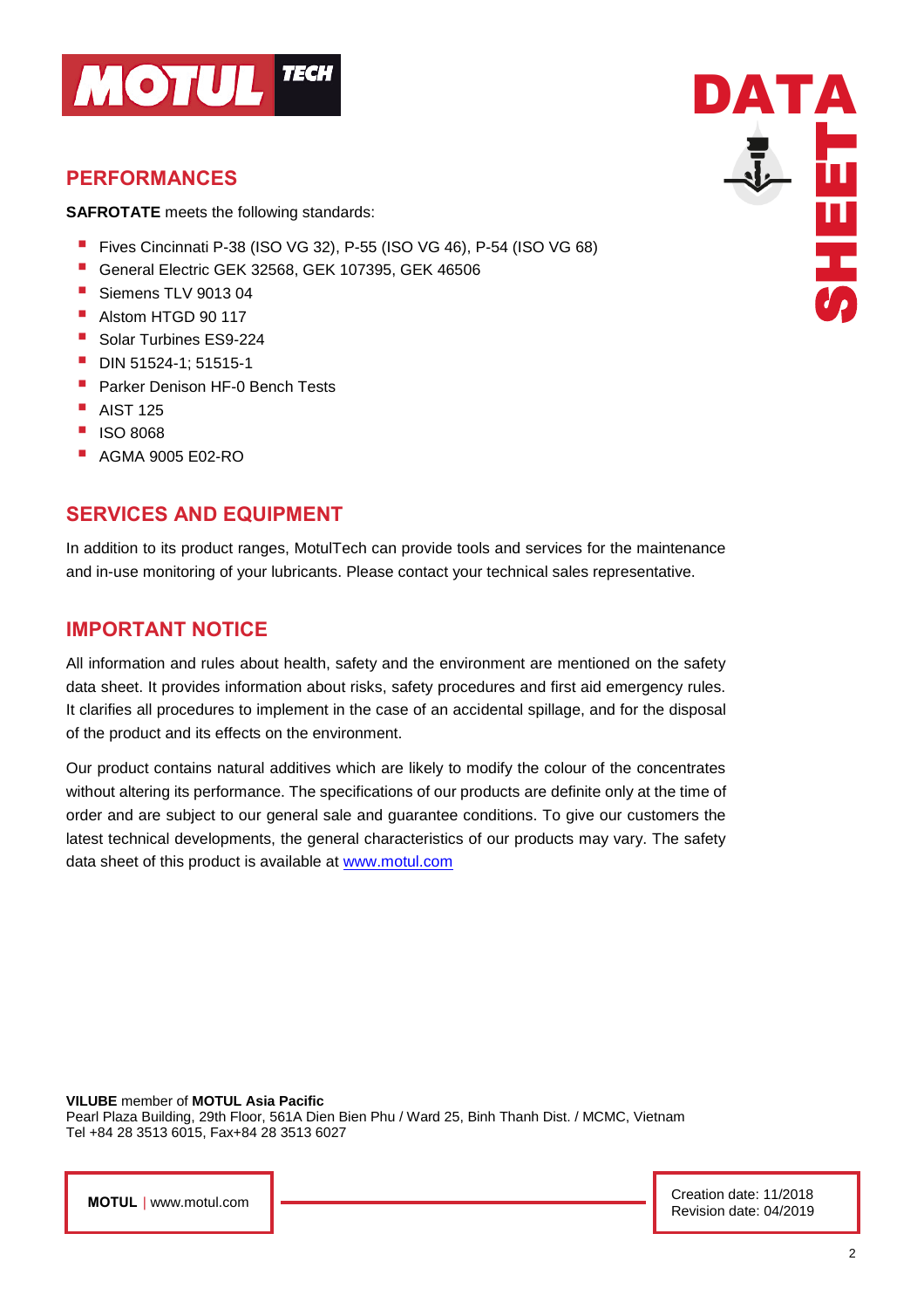## PERFORMANCES

**SAFROTATE** meets the following standards:

- Fives Cincinnati P-38 (ISO VG 32), P-55 (ISO VG 46), P-54 (ISO VG 68)
- General Electric GEK 32568, GEK 107395, GEK 46506
- Siemens TLV 9013 04
- Alstom HTGD 90 117
- Solar Turbines ES9-224
- DIN 51524-1; 51515-1
- Parker Denison HF-0 Bench Tests
- AIST 125
- ISO 8068
- AGMA 9005 E02-RO

## SERVICES AND EQUIPMENT

In addition to its product ranges, MotulTech can provide tools and services for the maintenance and in-use monitoring of your lubricants. Please contact your technical sales representative.

## IMPORTANT NOTICE

All information and rules about health, safety and the environment are mentioned on the safety data sheet. It provides information about risks, safety procedures and first aid emergency rules. It clarifies all procedures to implement in the case of an accidental spillage, and for the disposal of the product and its effects on the environment.

Our product contains natural additives which are likely to modify the colour of the concentrates without altering its performance. The specifications of our products are definite only at the time of order and are subject to our general sale and guarantee conditions. To give our customers the latest technical developments, the general characteristics of our products may vary. The safety data sheet of this product is available at www.motul.com

**VILUBE** member of **MOTUL Asia Pacific**
Pearl Plaza Building, 29th Floor, 561A Dien Bien Phu / Ward 25, Binh Thanh Dist. / MCMC, Vietnam
Tel +84 28 3513 6015, Fax+84 28 3513 6027

**MOTUL** | www.motul.com

Creation date: 11/2018
Revision date: 04/2019